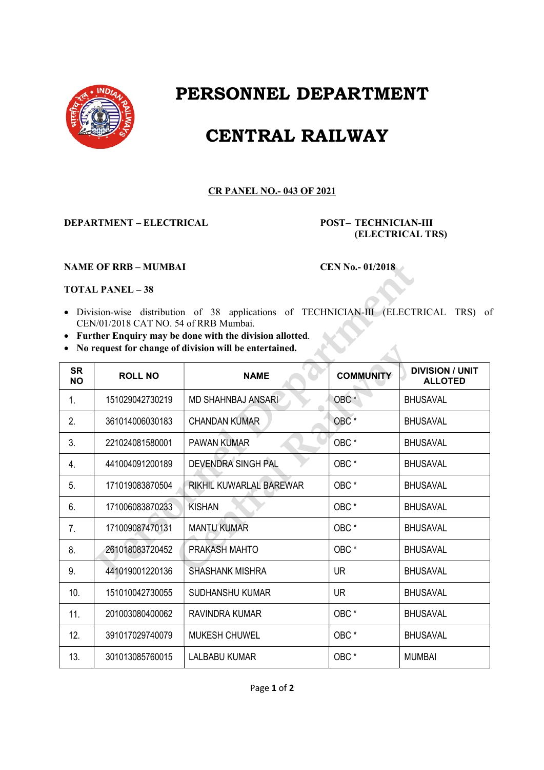# PERSONNEL DEPARTMENT

# CENTRAL RAILWAY

**CR PANEL NO.- 043 OF 2021**

**DEPARTMENT – ELECTRICAL**

**POST– TECHNICIAN-III (ELECTRICAL TRS)**

**NAME OF RRB – MUMBAI**

**CEN No.- 01/2018**

**TOTAL PANEL – 38**

- Division-wise distribution of 38 applications of TECHNICIAN-III (ELECTRICAL TRS) of CEN/01/2018 CAT NO. 54 of RRB Mumbai.
- **Further Enquiry may be done with the division allotted.**
- **No request for change of division will be entertained.**

| SR NO | ROLL NO | NAME | COMMUNITY | DIVISION / UNIT ALLOTED |
|---|---|---|---|---|
| 1. | 151029042730219 | MD SHAHNBAJ ANSARI | OBC * | BHUSAVAL |
| 2. | 361014006030183 | CHANDAN KUMAR | OBC * | BHUSAVAL |
| 3. | 221024081580001 | PAWAN KUMAR | OBC * | BHUSAVAL |
| 4. | 441004091200189 | DEVENDRA SINGH PAL | OBC * | BHUSAVAL |
| 5. | 171019083870504 | RIKHIL KUWARLAL BAREWAR | OBC * | BHUSAVAL |
| 6. | 171006083870233 | KISHAN | OBC * | BHUSAVAL |
| 7. | 171009087470131 | MANTU KUMAR | OBC * | BHUSAVAL |
| 8. | 261018083720452 | PRAKASH MAHTO | OBC * | BHUSAVAL |
| 9. | 441019001220136 | SHASHANK MISHRA | UR | BHUSAVAL |
| 10. | 151010042730055 | SUDHANSHU KUMAR | UR | BHUSAVAL |
| 11. | 201003080400062 | RAVINDRA KUMAR | OBC * | BHUSAVAL |
| 12. | 391017029740079 | MUKESH CHUWEL | OBC * | BHUSAVAL |
| 13. | 301013085760015 | LALBABU KUMAR | OBC * | MUMBAI |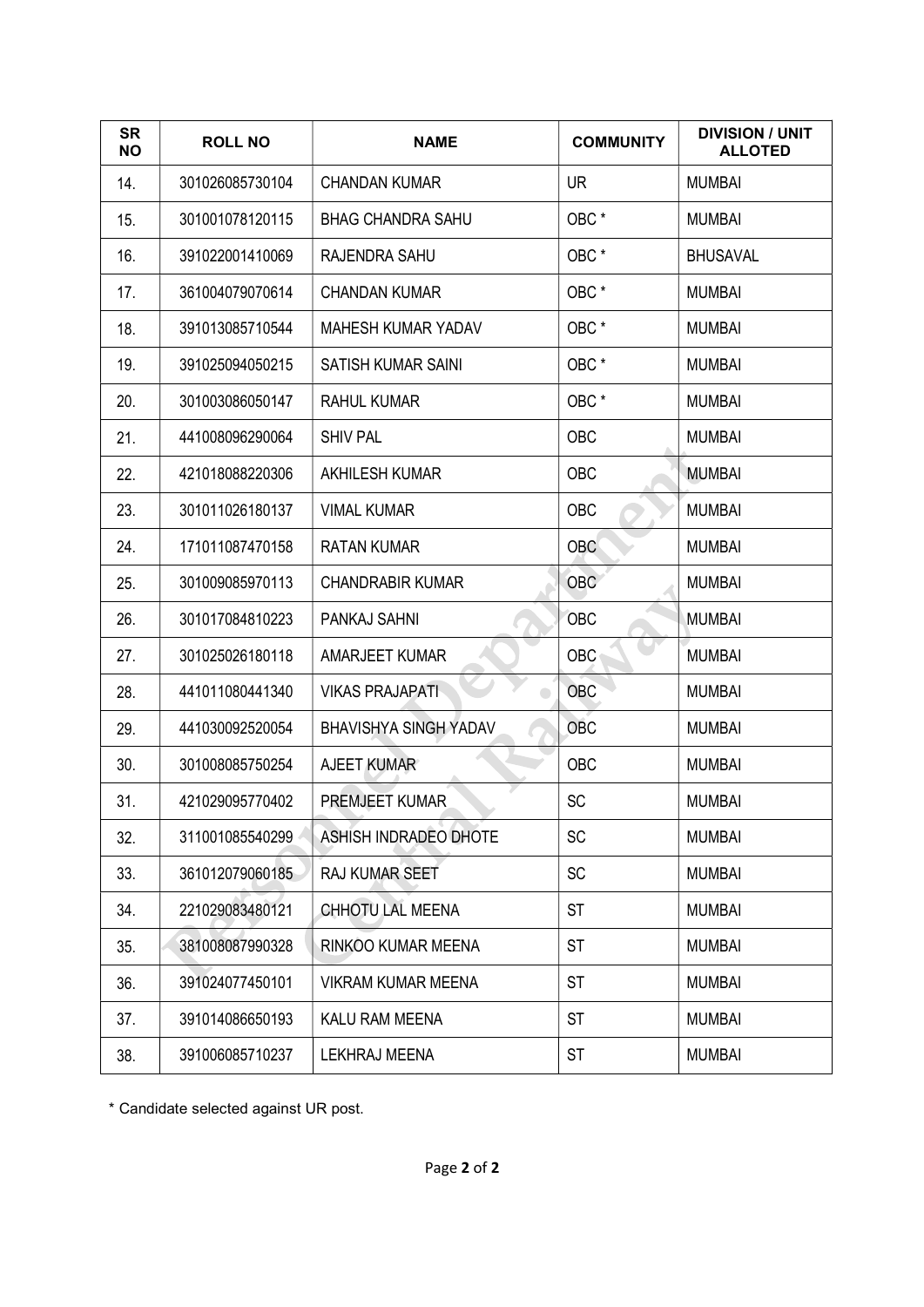| SR NO | ROLL NO | NAME | COMMUNITY | DIVISION / UNIT ALLOTED |
|---|---|---|---|---|
| 14. | 301026085730104 | CHANDAN KUMAR | UR | MUMBAI |
| 15. | 301001078120115 | BHAG CHANDRA SAHU | OBC * | MUMBAI |
| 16. | 391022001410069 | RAJENDRA SAHU | OBC * | BHUSAVAL |
| 17. | 361004079070614 | CHANDAN KUMAR | OBC * | MUMBAI |
| 18. | 391013085710544 | MAHESH KUMAR YADAV | OBC * | MUMBAI |
| 19. | 391025094050215 | SATISH KUMAR SAINI | OBC * | MUMBAI |
| 20. | 301003086050147 | RAHUL KUMAR | OBC * | MUMBAI |
| 21. | 441008096290064 | SHIV PAL | OBC | MUMBAI |
| 22. | 421018088220306 | AKHILESH KUMAR | OBC | MUMBAI |
| 23. | 301011026180137 | VIMAL KUMAR | OBC | MUMBAI |
| 24. | 171011087470158 | RATAN KUMAR | OBC | MUMBAI |
| 25. | 301009085970113 | CHANDRABIR KUMAR | OBC | MUMBAI |
| 26. | 301017084810223 | PANKAJ SAHNI | OBC | MUMBAI |
| 27. | 301025026180118 | AMARJEET KUMAR | OBC | MUMBAI |
| 28. | 441011080441340 | VIKAS PRAJAPATI | OBC | MUMBAI |
| 29. | 441030092520054 | BHAVISHYA SINGH YADAV | OBC | MUMBAI |
| 30. | 301008085750254 | AJEET KUMAR | OBC | MUMBAI |
| 31. | 421029095770402 | PREMJEET KUMAR | SC | MUMBAI |
| 32. | 311001085540299 | ASHISH INDRADEO DHOTE | SC | MUMBAI |
| 33. | 361012079060185 | RAJ KUMAR SEET | SC | MUMBAI |
| 34. | 221029083480121 | CHHOTU LAL MEENA | ST | MUMBAI |
| 35. | 381008087990328 | RINKOO KUMAR MEENA | ST | MUMBAI |
| 36. | 391024077450101 | VIKRAM KUMAR MEENA | ST | MUMBAI |
| 37. | 391014086650193 | KALU RAM MEENA | ST | MUMBAI |
| 38. | 391006085710237 | LEKHRAJ MEENA | ST | MUMBAI |

* Candidate selected against UR post.